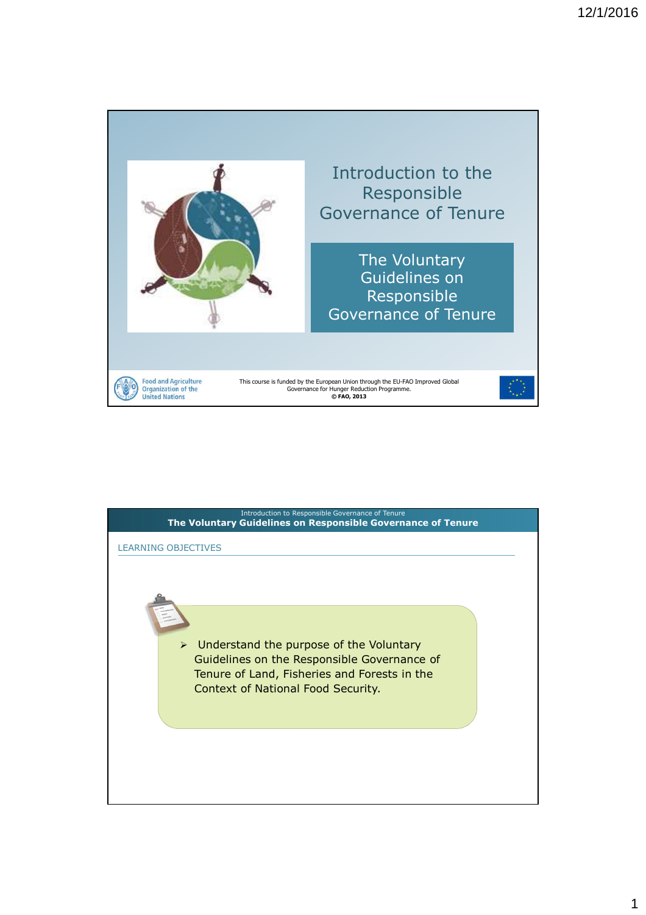# Introduction to the Responsible Governance of Tenure

## The Voluntary Guidelines on Responsible Governance of Tenure

Food and Agriculture Organization of the United Nations

This course is funded by the European Union through the EU-FAO Improved Global Governance for Hunger Reduction Programme.
**© FAO, 2013**

---

Introduction to Responsible Governance of Tenure
**The Voluntary Guidelines on Responsible Governance of Tenure**

### LEARNING OBJECTIVES

- Understand the purpose of the Voluntary Guidelines on the Responsible Governance of Tenure of Land, Fisheries and Forests in the Context of National Food Security.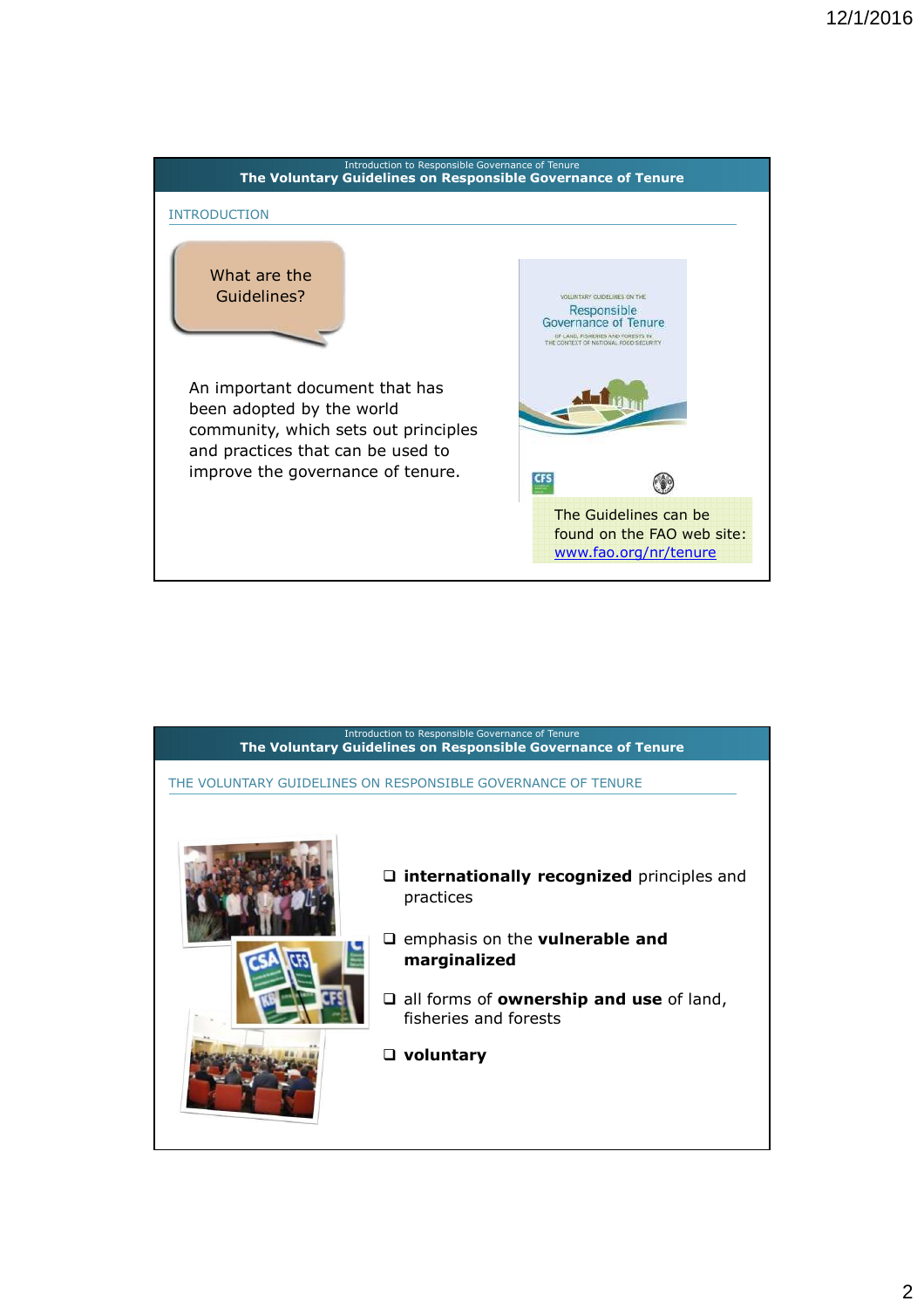## The Voluntary Guidelines on Responsible Governance of Tenure

Introduction to Responsible Governance of Tenure

### INTRODUCTION

What are the Guidelines?

An important document that has been adopted by the world community, which sets out principles and practices that can be used to improve the governance of tenure.

The Guidelines can be found on the FAO web site: www.fao.org/nr/tenure

## The Voluntary Guidelines on Responsible Governance of Tenure

Introduction to Responsible Governance of Tenure

### THE VOLUNTARY GUIDELINES ON RESPONSIBLE GOVERNANCE OF TENURE

- **internationally recognized** principles and practices
- emphasis on the **vulnerable and marginalized**
- all forms of **ownership and use** of land, fisheries and forests
- **voluntary**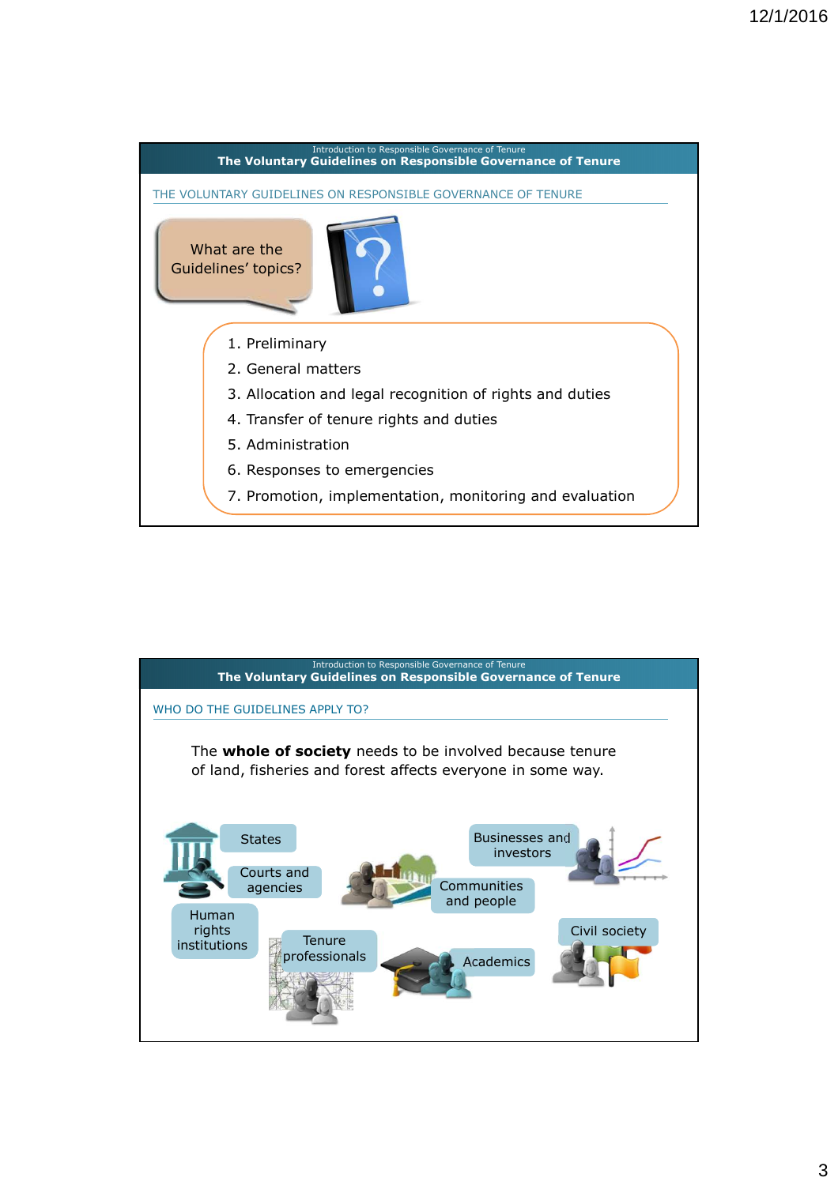## The Voluntary Guidelines on Responsible Governance of Tenure

Introduction to Responsible Governance of Tenure

### THE VOLUNTARY GUIDELINES ON RESPONSIBLE GOVERNANCE OF TENURE

What are the Guidelines' topics?

1. Preliminary
2. General matters
3. Allocation and legal recognition of rights and duties
4. Transfer of tenure rights and duties
5. Administration
6. Responses to emergencies
7. Promotion, implementation, monitoring and evaluation

## The Voluntary Guidelines on Responsible Governance of Tenure

Introduction to Responsible Governance of Tenure

### WHO DO THE GUIDELINES APPLY TO?

The **whole of society** needs to be involved because tenure of land, fisheries and forest affects everyone in some way.

- States
- Courts and agencies
- Human rights institutions
- Tenure professionals
- Communities and people
- Businesses and investors
- Academics
- Civil society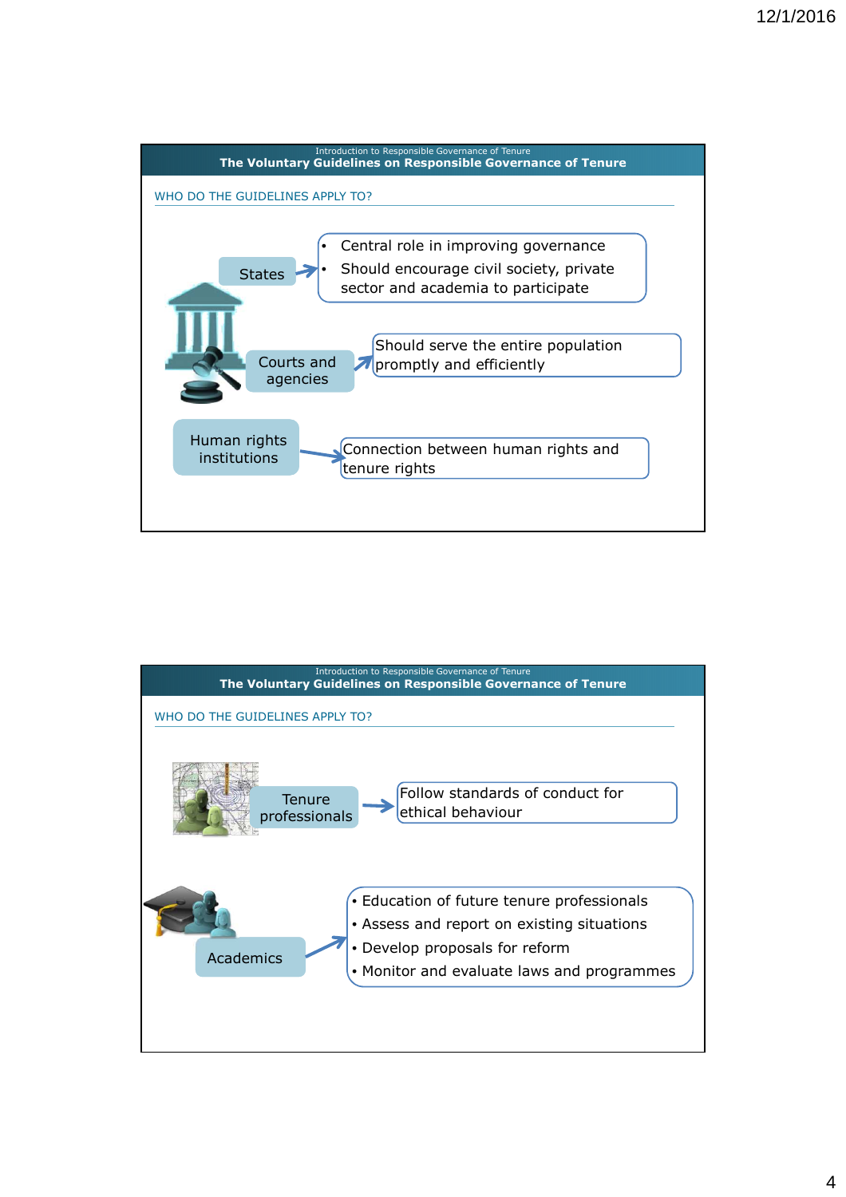Introduction to Responsible Governance of Tenure

## The Voluntary Guidelines on Responsible Governance of Tenure

### WHO DO THE GUIDELINES APPLY TO?

**States**
- Central role in improving governance
- Should encourage civil society, private sector and academia to participate

**Courts and agencies**
- Should serve the entire population promptly and efficiently

**Human rights institutions**
- Connection between human rights and tenure rights

---

Introduction to Responsible Governance of Tenure

## The Voluntary Guidelines on Responsible Governance of Tenure

### WHO DO THE GUIDELINES APPLY TO?

**Tenure professionals**
- Follow standards of conduct for ethical behaviour

**Academics**
- Education of future tenure professionals
- Assess and report on existing situations
- Develop proposals for reform
- Monitor and evaluate laws and programmes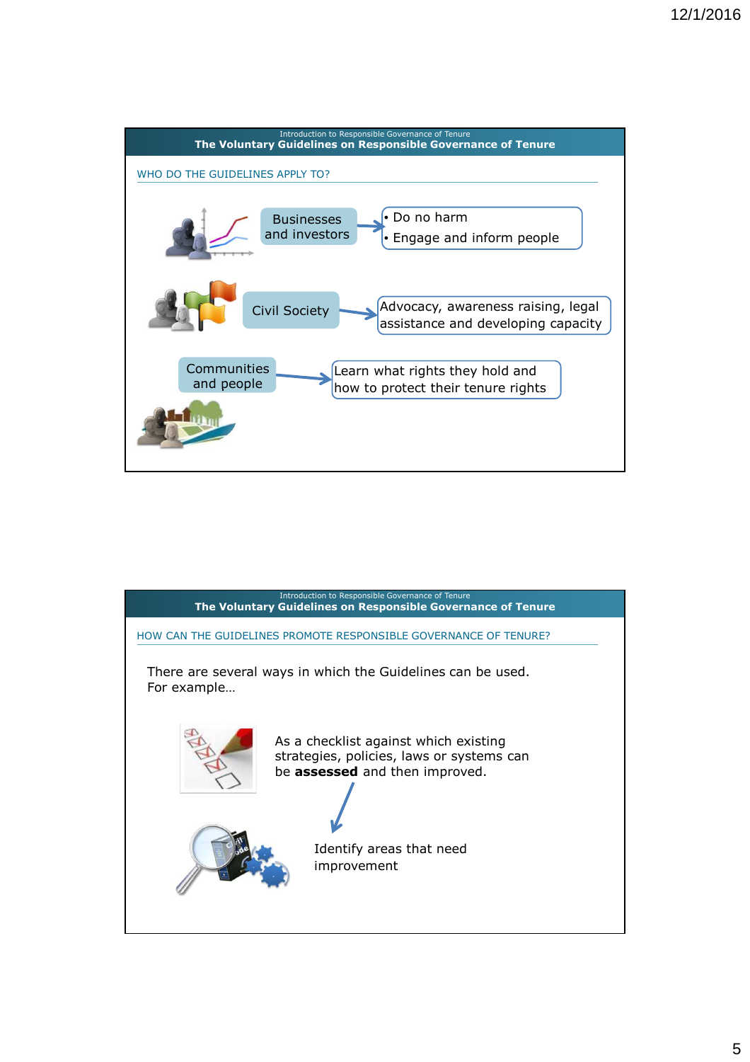## The Voluntary Guidelines on Responsible Governance of Tenure

Introduction to Responsible Governance of Tenure

### WHO DO THE GUIDELINES APPLY TO?

**Businesses and investors** →
- Do no harm
- Engage and inform people

**Civil Society** → Advocacy, awareness raising, legal assistance and developing capacity

**Communities and people** → Learn what rights they hold and how to protect their tenure rights

## The Voluntary Guidelines on Responsible Governance of Tenure

Introduction to Responsible Governance of Tenure

### HOW CAN THE GUIDELINES PROMOTE RESPONSIBLE GOVERNANCE OF TENURE?

There are several ways in which the Guidelines can be used. For example…

As a checklist against which existing strategies, policies, laws or systems can be **assessed** and then improved.

↓

Identify areas that need improvement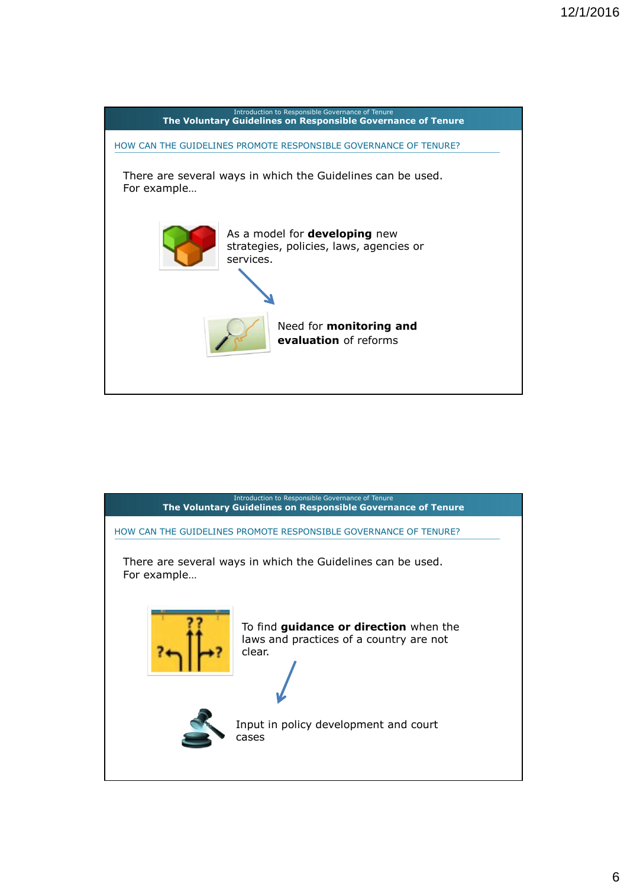Introduction to Responsible Governance of Tenure

**The Voluntary Guidelines on Responsible Governance of Tenure**

## HOW CAN THE GUIDELINES PROMOTE RESPONSIBLE GOVERNANCE OF TENURE?

There are several ways in which the Guidelines can be used. For example…

As a model for **developing** new strategies, policies, laws, agencies or services.

Need for **monitoring and evaluation** of reforms

Introduction to Responsible Governance of Tenure

**The Voluntary Guidelines on Responsible Governance of Tenure**

## HOW CAN THE GUIDELINES PROMOTE RESPONSIBLE GOVERNANCE OF TENURE?

There are several ways in which the Guidelines can be used. For example…

To find **guidance or direction** when the laws and practices of a country are not clear.

Input in policy development and court cases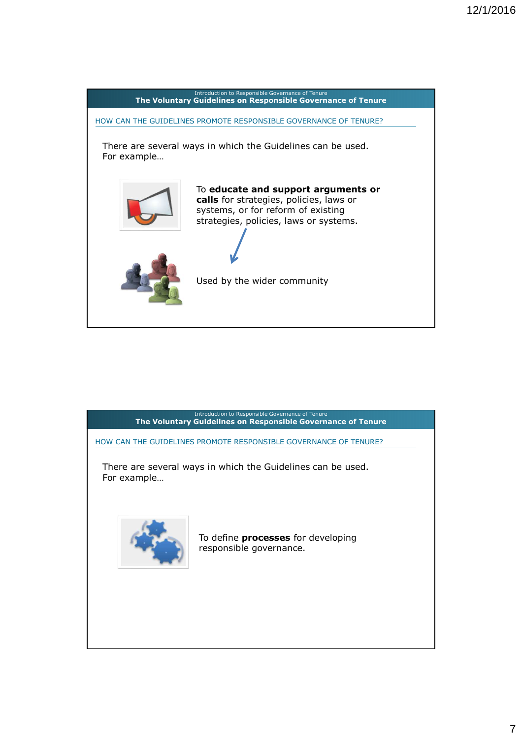Introduction to Responsible Governance of Tenure

## The Voluntary Guidelines on Responsible Governance of Tenure

### HOW CAN THE GUIDELINES PROMOTE RESPONSIBLE GOVERNANCE OF TENURE?

There are several ways in which the Guidelines can be used. For example…

To **educate and support arguments or calls** for strategies, policies, laws or systems, or for reform of existing strategies, policies, laws or systems.

Used by the wider community

Introduction to Responsible Governance of Tenure

## The Voluntary Guidelines on Responsible Governance of Tenure

### HOW CAN THE GUIDELINES PROMOTE RESPONSIBLE GOVERNANCE OF TENURE?

There are several ways in which the Guidelines can be used. For example…

To define **processes** for developing responsible governance.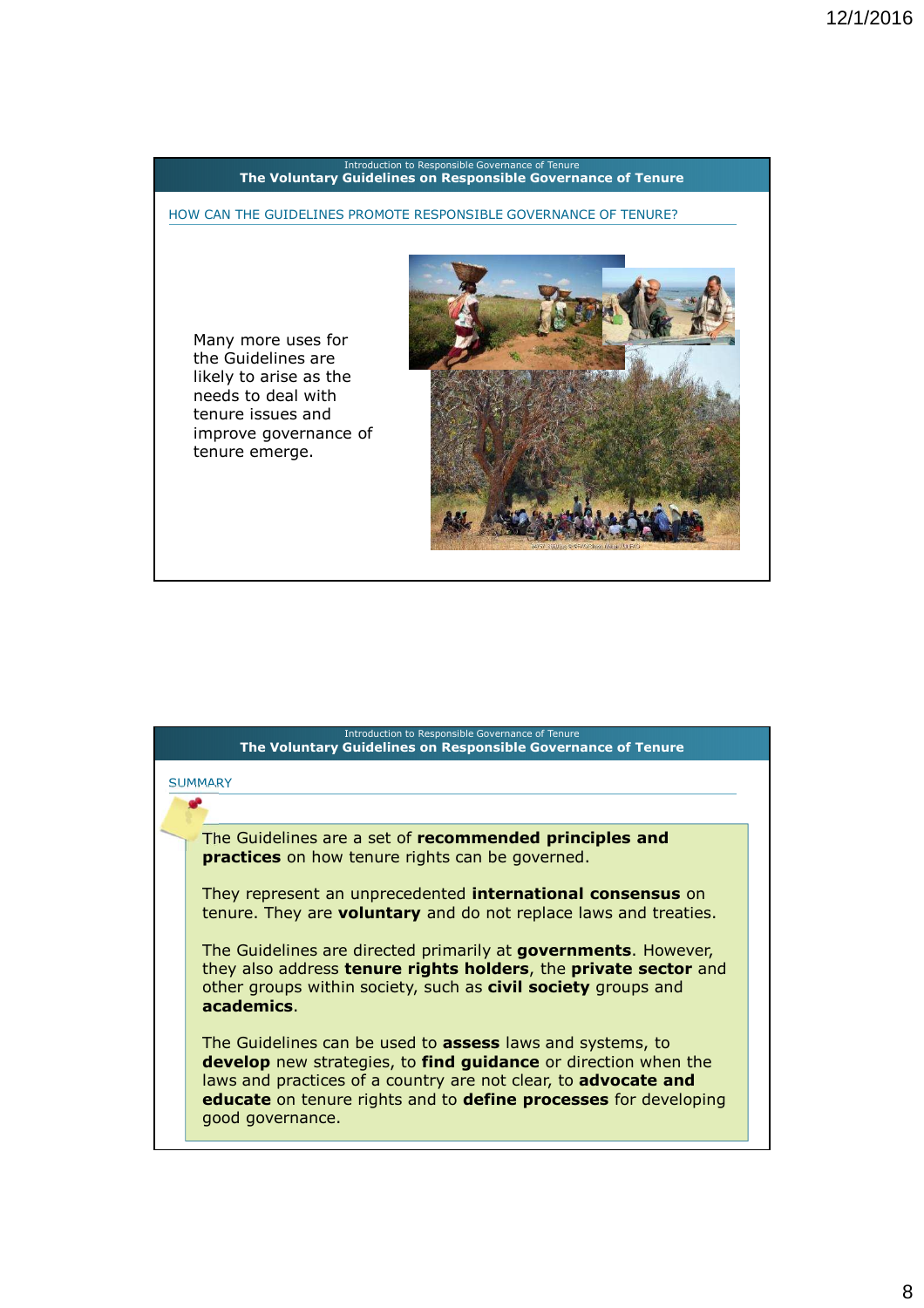Introduction to Responsible Governance of Tenure

## The Voluntary Guidelines on Responsible Governance of Tenure

### HOW CAN THE GUIDELINES PROMOTE RESPONSIBLE GOVERNANCE OF TENURE?

Many more uses for the Guidelines are likely to arise as the needs to deal with tenure issues and improve governance of tenure emerge.

Introduction to Responsible Governance of Tenure

## The Voluntary Guidelines on Responsible Governance of Tenure

### SUMMARY

The Guidelines are a set of **recommended principles and practices** on how tenure rights can be governed.

They represent an unprecedented **international consensus** on tenure. They are **voluntary** and do not replace laws and treaties.

The Guidelines are directed primarily at **governments**. However, they also address **tenure rights holders**, the **private sector** and other groups within society, such as **civil society** groups and **academics**.

The Guidelines can be used to **assess** laws and systems, to **develop** new strategies, to **find guidance** or direction when the laws and practices of a country are not clear, to **advocate and educate** on tenure rights and to **define processes** for developing good governance.